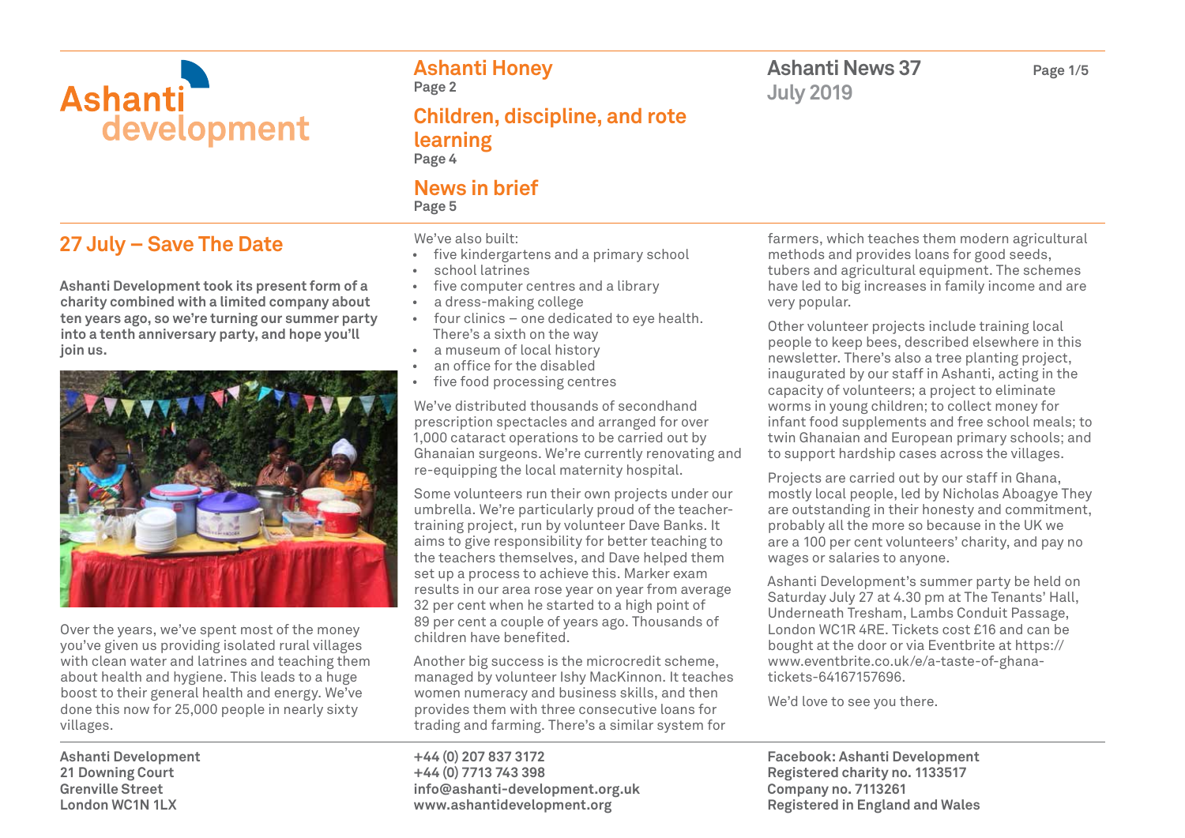# Ashanti development

**Ashanti Honey**
Page 2

**Children, discipline, and rote learning**
Page 4

**News in brief**
Page 5

**Ashanti News 37**
**July 2019**

## 27 July – Save The Date

**Ashanti Development took its present form of a charity combined with a limited company about ten years ago, so we're turning our summer party into a tenth anniversary party, and hope you'll join us.**

Over the years, we've spent most of the money you've given us providing isolated rural villages with clean water and latrines and teaching them about health and hygiene. This leads to a huge boost to their general health and energy. We've done this now for 25,000 people in nearly sixty villages.

We've also built:

- five kindergartens and a primary school
- school latrines
- five computer centres and a library
- a dress-making college
- four clinics – one dedicated to eye health. There's a sixth on the way
- a museum of local history
- an office for the disabled
- five food processing centres

We've distributed thousands of secondhand prescription spectacles and arranged for over 1,000 cataract operations to be carried out by Ghanaian surgeons. We're currently renovating and re-equipping the local maternity hospital.

Some volunteers run their own projects under our umbrella. We're particularly proud of the teacher-training project, run by volunteer Dave Banks. It aims to give responsibility for better teaching to the teachers themselves, and Dave helped them set up a process to achieve this. Marker exam results in our area rose year on year from average 32 per cent when he started to a high point of 89 per cent a couple of years ago. Thousands of children have benefited.

Another big success is the microcredit scheme, managed by volunteer Ishy MacKinnon. It teaches women numeracy and business skills, and then provides them with three consecutive loans for trading and farming. There's a similar system for farmers, which teaches them modern agricultural methods and provides loans for good seeds, tubers and agricultural equipment. The schemes have led to big increases in family income and are very popular.

Other volunteer projects include training local people to keep bees, described elsewhere in this newsletter. There's also a tree planting project, inaugurated by our staff in Ashanti, acting in the capacity of volunteers; a project to eliminate worms in young children; to collect money for infant food supplements and free school meals; to twin Ghanaian and European primary schools; and to support hardship cases across the villages.

Projects are carried out by our staff in Ghana, mostly local people, led by Nicholas Aboagye They are outstanding in their honesty and commitment, probably all the more so because in the UK we are a 100 per cent volunteers' charity, and pay no wages or salaries to anyone.

Ashanti Development's summer party be held on Saturday July 27 at 4.30 pm at The Tenants' Hall, Underneath Tresham, Lambs Conduit Passage, London WC1R 4RE. Tickets cost £16 and can be bought at the door or via Eventbrite at https://www.eventbrite.co.uk/e/a-taste-of-ghana-tickets-64167157696.

We'd love to see you there.

**Ashanti Development**
**21 Downing Court**
**Grenville Street**
**London WC1N 1LX**

**+44 (0) 207 837 3172**
**+44 (0) 7713 743 398**
**info@ashanti-development.org.uk**
**www.ashantidevelopment.org**

**Facebook: Ashanti Development**
**Registered charity no. 1133517**
**Company no. 7113261**
**Registered in England and Wales**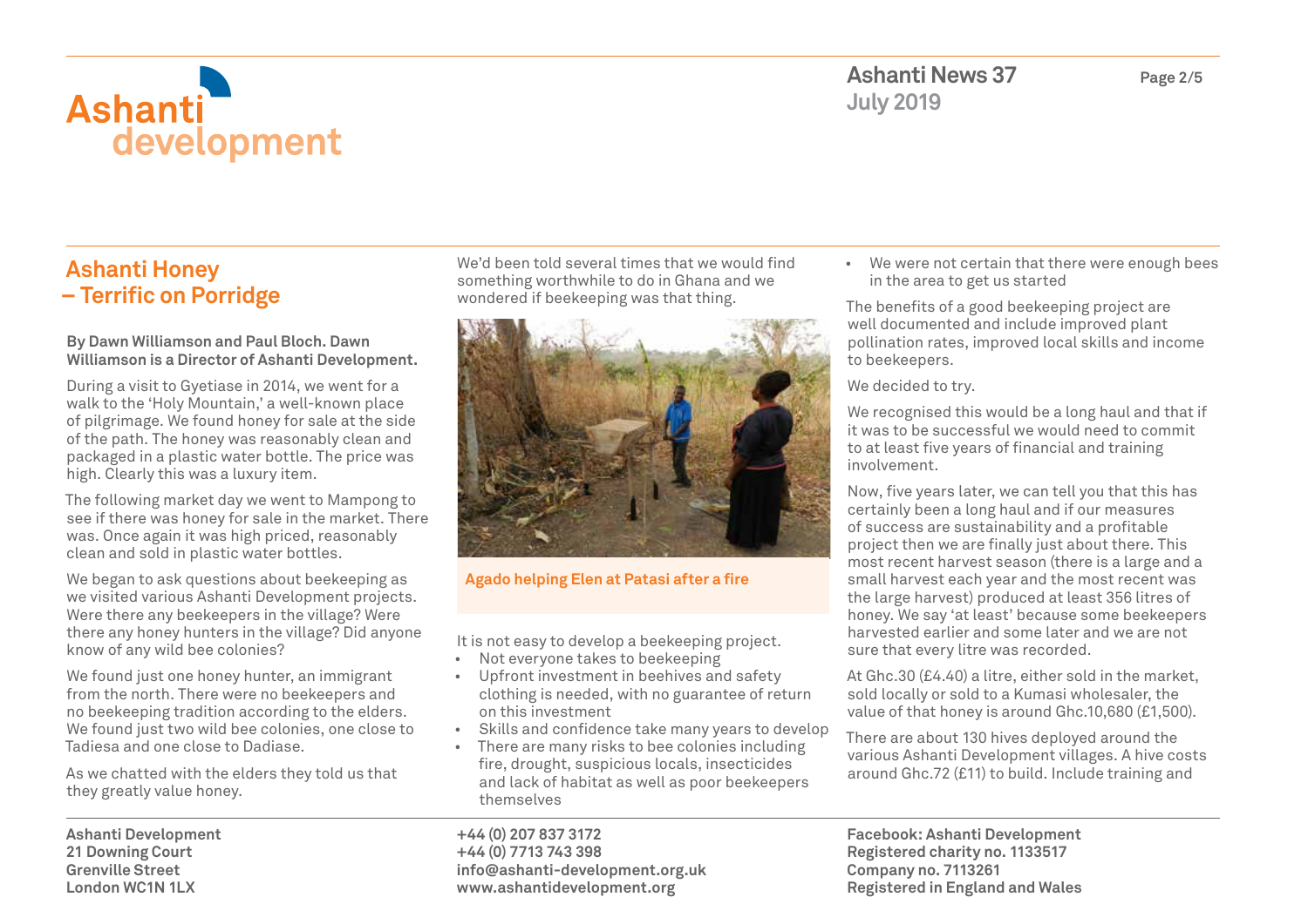## Ashanti Honey – Terrific on Porridge

**By Dawn Williamson and Paul Bloch. Dawn Williamson is a Director of Ashanti Development.**

During a visit to Gyetiase in 2014, we went for a walk to the 'Holy Mountain,' a well-known place of pilgrimage. We found honey for sale at the side of the path. The honey was reasonably clean and packaged in a plastic water bottle. The price was high. Clearly this was a luxury item.

The following market day we went to Mampong to see if there was honey for sale in the market. There was. Once again it was high priced, reasonably clean and sold in plastic water bottles.

We began to ask questions about beekeeping as we visited various Ashanti Development projects. Were there any beekeepers in the village? Were there any honey hunters in the village? Did anyone know of any wild bee colonies?

We found just one honey hunter, an immigrant from the north. There were no beekeepers and no beekeeping tradition according to the elders. We found just two wild bee colonies, one close to Tadiesa and one close to Dadiase.

As we chatted with the elders they told us that they greatly value honey.

We'd been told several times that we would find something worthwhile to do in Ghana and we wondered if beekeeping was that thing.

Agado helping Elen at Patasi after a fire

It is not easy to develop a beekeeping project.

- Not everyone takes to beekeeping
- Upfront investment in beehives and safety clothing is needed, with no guarantee of return on this investment
- Skills and confidence take many years to develop
- There are many risks to bee colonies including fire, drought, suspicious locals, insecticides and lack of habitat as well as poor beekeepers themselves
- We were not certain that there were enough bees in the area to get us started

The benefits of a good beekeeping project are well documented and include improved plant pollination rates, improved local skills and income to beekeepers.

We decided to try.

We recognised this would be a long haul and that if it was to be successful we would need to commit to at least five years of financial and training involvement.

Now, five years later, we can tell you that this has certainly been a long haul and if our measures of success are sustainability and a profitable project then we are finally just about there. This most recent harvest season (there is a large and a small harvest each year and the most recent was the large harvest) produced at least 356 litres of honey. We say 'at least' because some beekeepers harvested earlier and some later and we are not sure that every litre was recorded.

At Ghc.30 (£4.40) a litre, either sold in the market, sold locally or sold to a Kumasi wholesaler, the value of that honey is around Ghc.10,680 (£1,500).

There are about 130 hives deployed around the various Ashanti Development villages. A hive costs around Ghc.72 (£11) to build. Include training and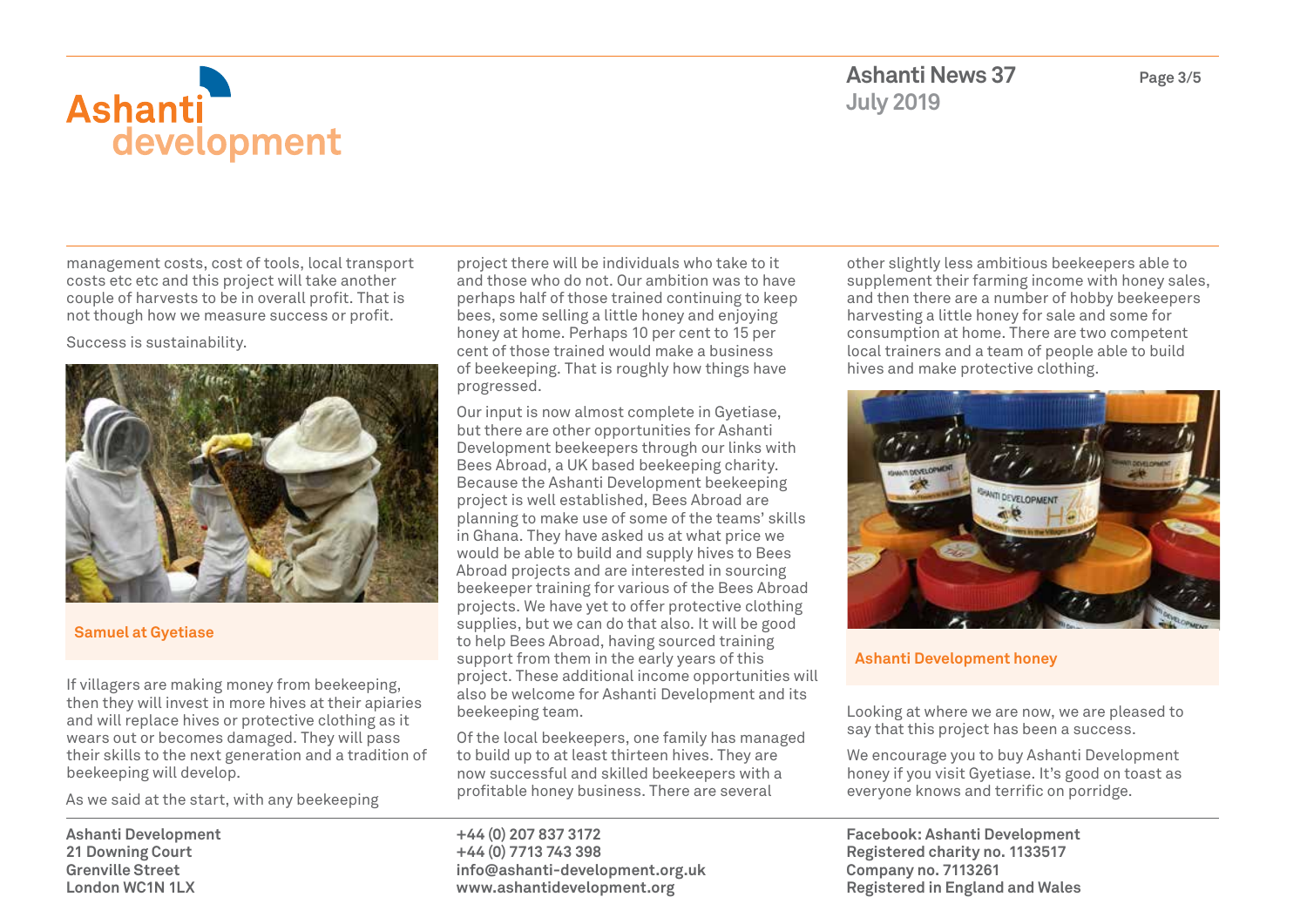management costs, cost of tools, local transport costs etc etc and this project will take another couple of harvests to be in overall profit. That is not though how we measure success or profit.

Success is sustainability.

Samuel at Gyetiase

If villagers are making money from beekeeping, then they will invest in more hives at their apiaries and will replace hives or protective clothing as it wears out or becomes damaged. They will pass their skills to the next generation and a tradition of beekeeping will develop.

As we said at the start, with any beekeeping project there will be individuals who take to it and those who do not. Our ambition was to have perhaps half of those trained continuing to keep bees, some selling a little honey and enjoying honey at home. Perhaps 10 per cent to 15 per cent of those trained would make a business of beekeeping. That is roughly how things have progressed.

Our input is now almost complete in Gyetiase, but there are other opportunities for Ashanti Development beekeepers through our links with Bees Abroad, a UK based beekeeping charity. Because the Ashanti Development beekeeping project is well established, Bees Abroad are planning to make use of some of the teams' skills in Ghana. They have asked us at what price we would be able to build and supply hives to Bees Abroad projects and are interested in sourcing beekeeper training for various of the Bees Abroad projects. We have yet to offer protective clothing supplies, but we can do that also. It will be good to help Bees Abroad, having sourced training support from them in the early years of this project. These additional income opportunities will also be welcome for Ashanti Development and its beekeeping team.

Of the local beekeepers, one family has managed to build up to at least thirteen hives. They are now successful and skilled beekeepers with a profitable honey business. There are several other slightly less ambitious beekeepers able to supplement their farming income with honey sales, and then there are a number of hobby beekeepers harvesting a little honey for sale and some for consumption at home. There are two competent local trainers and a team of people able to build hives and make protective clothing.

Ashanti Development honey

Looking at where we are now, we are pleased to say that this project has been a success.

We encourage you to buy Ashanti Development honey if you visit Gyetiase. It's good on toast as everyone knows and terrific on porridge.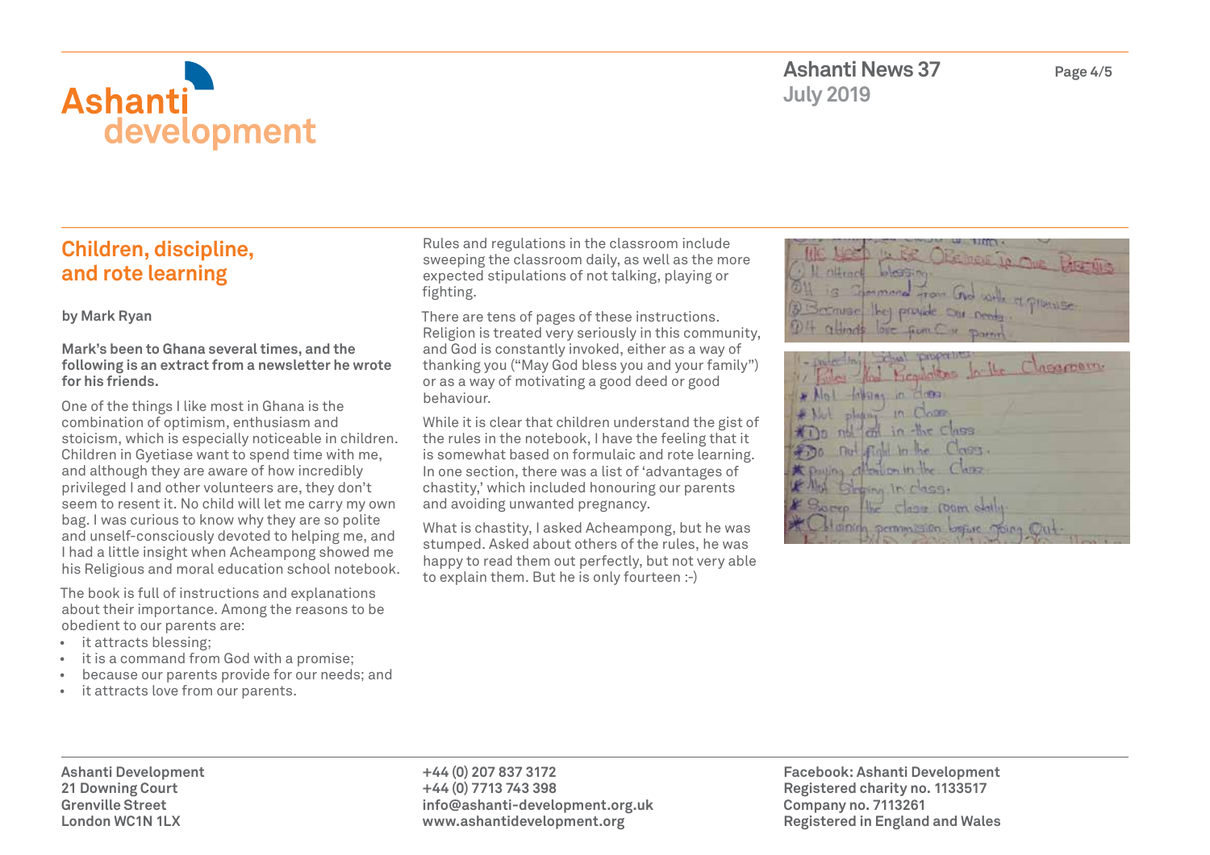## Children, discipline, and rote learning

**by Mark Ryan**

**Mark's been to Ghana several times, and the following is an extract from a newsletter he wrote for his friends.**

One of the things I like most in Ghana is the combination of optimism, enthusiasm and stoicism, which is especially noticeable in children. Children in Gyetiase want to spend time with me, and although they are aware of how incredibly privileged I and other volunteers are, they don't seem to resent it. No child will let me carry my own bag. I was curious to know why they are so polite and unself-consciously devoted to helping me, and I had a little insight when Acheampong showed me his Religious and moral education school notebook.

The book is full of instructions and explanations about their importance. Among the reasons to be obedient to our parents are:

- it attracts blessing;
- it is a command from God with a promise;
- because our parents provide for our needs; and
- it attracts love from our parents.

Rules and regulations in the classroom include sweeping the classroom daily, as well as the more expected stipulations of not talking, playing or fighting.

There are tens of pages of these instructions. Religion is treated very seriously in this community, and God is constantly invoked, either as a way of thanking you ("May God bless you and your family") or as a way of motivating a good deed or good behaviour.

While it is clear that children understand the gist of the rules in the notebook, I have the feeling that it is somewhat based on formulaic and rote learning. In one section, there was a list of 'advantages of chastity,' which included honouring our parents and avoiding unwanted pregnancy.

What is chastity, I asked Acheampong, but he was stumped. Asked about others of the rules, he was happy to read them out perfectly, but not very able to explain them. But he is only fourteen :-)

**Ashanti Development**
**21 Downing Court**
**Grenville Street**
**London WC1N 1LX**

**+44 (0) 207 837 3172**
**+44 (0) 7713 743 398**
**info@ashanti-development.org.uk**
**www.ashantidevelopment.org**

**Facebook: Ashanti Development**
**Registered charity no. 1133517**
**Company no. 7113261**
**Registered in England and Wales**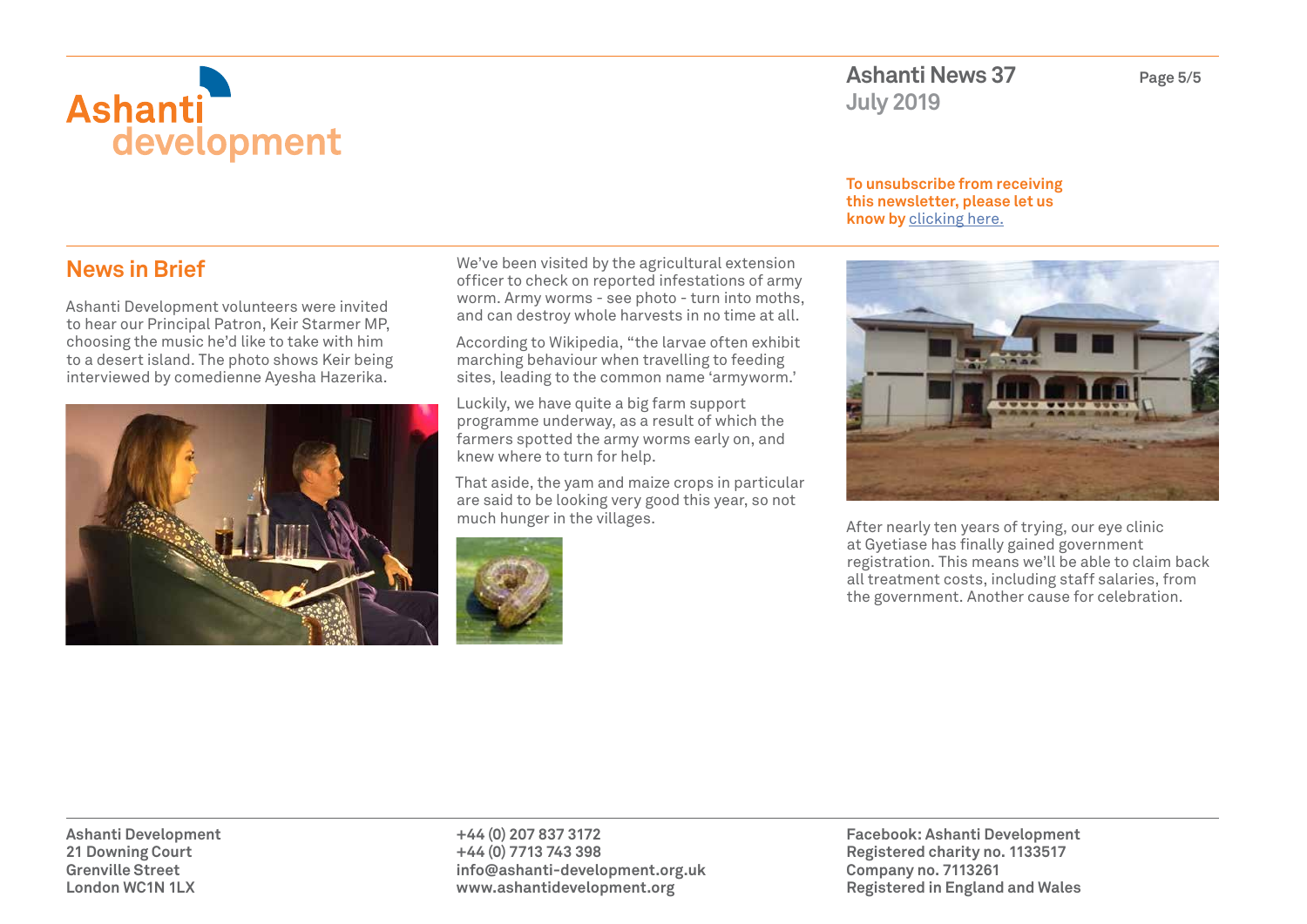To unsubscribe from receiving this newsletter, please let us know by clicking here.

## News in Brief

Ashanti Development volunteers were invited to hear our Principal Patron, Keir Starmer MP, choosing the music he'd like to take with him to a desert island. The photo shows Keir being interviewed by comedienne Ayesha Hazerika.

We've been visited by the agricultural extension officer to check on reported infestations of army worm. Army worms - see photo - turn into moths, and can destroy whole harvests in no time at all.

According to Wikipedia, "the larvae often exhibit marching behaviour when travelling to feeding sites, leading to the common name 'armyworm.'

Luckily, we have quite a big farm support programme underway, as a result of which the farmers spotted the army worms early on, and knew where to turn for help.

That aside, the yam and maize crops in particular are said to be looking very good this year, so not much hunger in the villages.

After nearly ten years of trying, our eye clinic at Gyetiase has finally gained government registration. This means we'll be able to claim back all treatment costs, including staff salaries, from the government. Another cause for celebration.

**Ashanti Development**
**21 Downing Court**
**Grenville Street**
**London WC1N 1LX**

**+44 (0) 207 837 3172**
**+44 (0) 7713 743 398**
**info@ashanti-development.org.uk**
**www.ashantidevelopment.org**

**Facebook: Ashanti Development**
**Registered charity no. 1133517**
**Company no. 7113261**
**Registered in England and Wales**